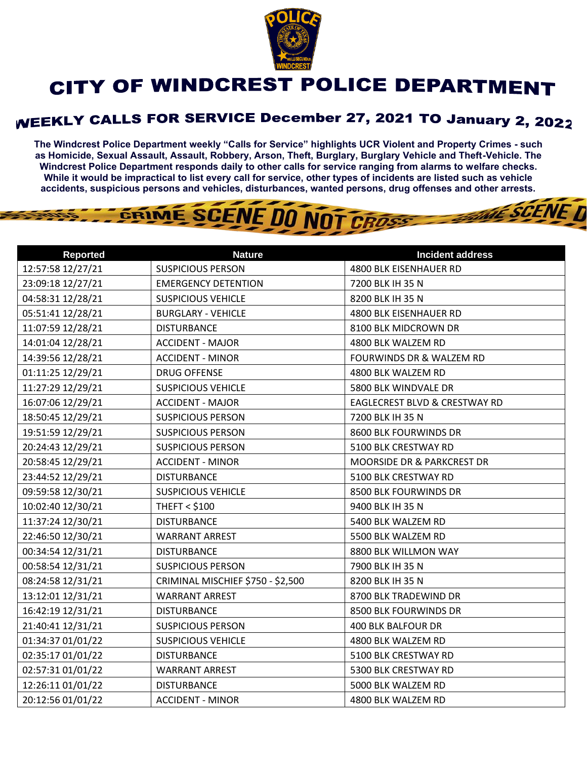# CITY OF WINDCREST POLICE DEPARTMENT

## WEEKLY CALLS FOR SERVICE December 27, 2021 TO January 2, 2022

**The Windcrest Police Department weekly "Calls for Service" highlights UCR Violent and Property Crimes - such as Homicide, Sexual Assault, Assault, Robbery, Arson, Theft, Burglary, Burglary Vehicle and Theft-Vehicle. The Windcrest Police Department responds daily to other calls for service ranging from alarms to welfare checks. While it would be impractical to list every call for service, other types of incidents are listed such as vehicle accidents, suspicious persons and vehicles, disturbances, wanted persons, drug offenses and other arrests.**

| Reported | Nature | Incident address |
|---|---|---|
| 12:57:58 12/27/21 | SUSPICIOUS PERSON | 4800 BLK EISENHAUER RD |
| 23:09:18 12/27/21 | EMERGENCY DETENTION | 7200 BLK IH 35 N |
| 04:58:31 12/28/21 | SUSPICIOUS VEHICLE | 8200 BLK IH 35 N |
| 05:51:41 12/28/21 | BURGLARY - VEHICLE | 4800 BLK EISENHAUER RD |
| 11:07:59 12/28/21 | DISTURBANCE | 8100 BLK MIDCROWN DR |
| 14:01:04 12/28/21 | ACCIDENT - MAJOR | 4800 BLK WALZEM RD |
| 14:39:56 12/28/21 | ACCIDENT - MINOR | FOURWINDS DR & WALZEM RD |
| 01:11:25 12/29/21 | DRUG OFFENSE | 4800 BLK WALZEM RD |
| 11:27:29 12/29/21 | SUSPICIOUS VEHICLE | 5800 BLK WINDVALE DR |
| 16:07:06 12/29/21 | ACCIDENT - MAJOR | EAGLECREST BLVD & CRESTWAY RD |
| 18:50:45 12/29/21 | SUSPICIOUS PERSON | 7200 BLK IH 35 N |
| 19:51:59 12/29/21 | SUSPICIOUS PERSON | 8600 BLK FOURWINDS DR |
| 20:24:43 12/29/21 | SUSPICIOUS PERSON | 5100 BLK CRESTWAY RD |
| 20:58:45 12/29/21 | ACCIDENT - MINOR | MOORSIDE DR & PARKCREST DR |
| 23:44:52 12/29/21 | DISTURBANCE | 5100 BLK CRESTWAY RD |
| 09:59:58 12/30/21 | SUSPICIOUS VEHICLE | 8500 BLK FOURWINDS DR |
| 10:02:40 12/30/21 | THEFT < $100 | 9400 BLK IH 35 N |
| 11:37:24 12/30/21 | DISTURBANCE | 5400 BLK WALZEM RD |
| 22:46:50 12/30/21 | WARRANT ARREST | 5500 BLK WALZEM RD |
| 00:34:54 12/31/21 | DISTURBANCE | 8800 BLK WILLMON WAY |
| 00:58:54 12/31/21 | SUSPICIOUS PERSON | 7900 BLK IH 35 N |
| 08:24:58 12/31/21 | CRIMINAL MISCHIEF $750 - $2,500 | 8200 BLK IH 35 N |
| 13:12:01 12/31/21 | WARRANT ARREST | 8700 BLK TRADEWIND DR |
| 16:42:19 12/31/21 | DISTURBANCE | 8500 BLK FOURWINDS DR |
| 21:40:41 12/31/21 | SUSPICIOUS PERSON | 400 BLK BALFOUR DR |
| 01:34:37 01/01/22 | SUSPICIOUS VEHICLE | 4800 BLK WALZEM RD |
| 02:35:17 01/01/22 | DISTURBANCE | 5100 BLK CRESTWAY RD |
| 02:57:31 01/01/22 | WARRANT ARREST | 5300 BLK CRESTWAY RD |
| 12:26:11 01/01/22 | DISTURBANCE | 5000 BLK WALZEM RD |
| 20:12:56 01/01/22 | ACCIDENT - MINOR | 4800 BLK WALZEM RD |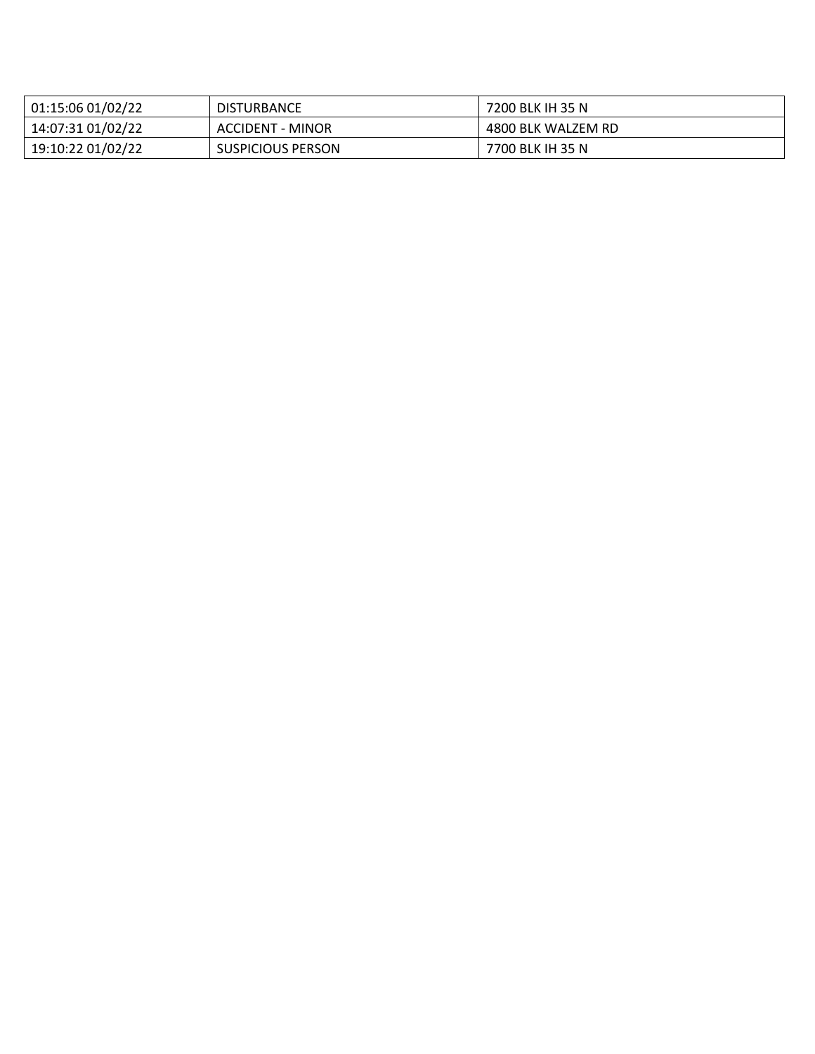| | | |
|---|---|---|
| 01:15:06 01/02/22 | DISTURBANCE | 7200 BLK IH 35 N |
| 14:07:31 01/02/22 | ACCIDENT - MINOR | 4800 BLK WALZEM RD |
| 19:10:22 01/02/22 | SUSPICIOUS PERSON | 7700 BLK IH 35 N |